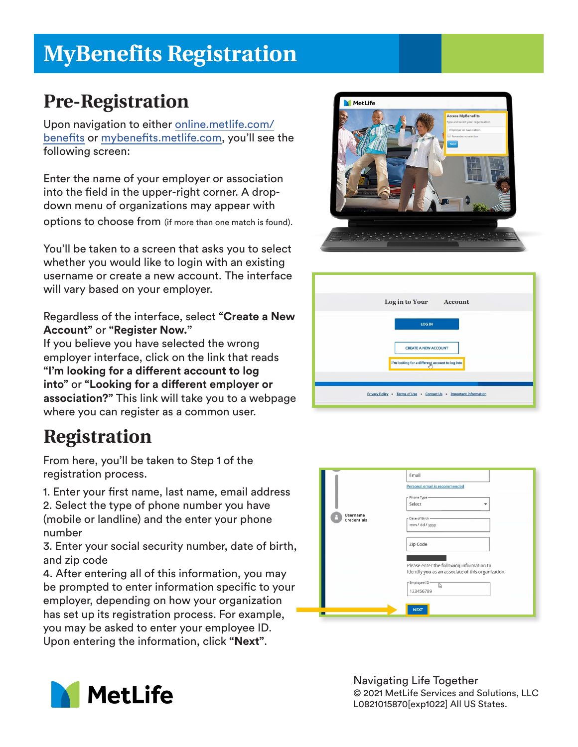# MyBenefits Registration

## Pre-Registration

Upon navigation to either online.metlife.com/benefits or mybenefits.metlife.com, you'll see the following screen:

Enter the name of your employer or association into the field in the upper-right corner. A drop-down menu of organizations may appear with options to choose from (if more than one match is found).

You'll be taken to a screen that asks you to select whether you would like to login with an existing username or create a new account. The interface will vary based on your employer.

Regardless of the interface, select **"Create a New Account"** or **"Register Now."**
If you believe you have selected the wrong employer interface, click on the link that reads **"I'm looking for a different account to log into"** or **"Looking for a different employer or association?"** This link will take you to a webpage where you can register as a common user.

## Registration

From here, you'll be taken to Step 1 of the registration process.

1. Enter your first name, last name, email address
2. Select the type of phone number you have (mobile or landline) and the enter your phone number
3. Enter your social security number, date of birth, and zip code
4. After entering all of this information, you may be prompted to enter information specific to your employer, depending on how your organization has set up its registration process. For example, you may be asked to enter your employee ID. Upon entering the information, click **"Next"**.

MetLife

Navigating Life Together
© 2021 MetLife Services and Solutions, LLC
L0821015870[exp1022] All US States.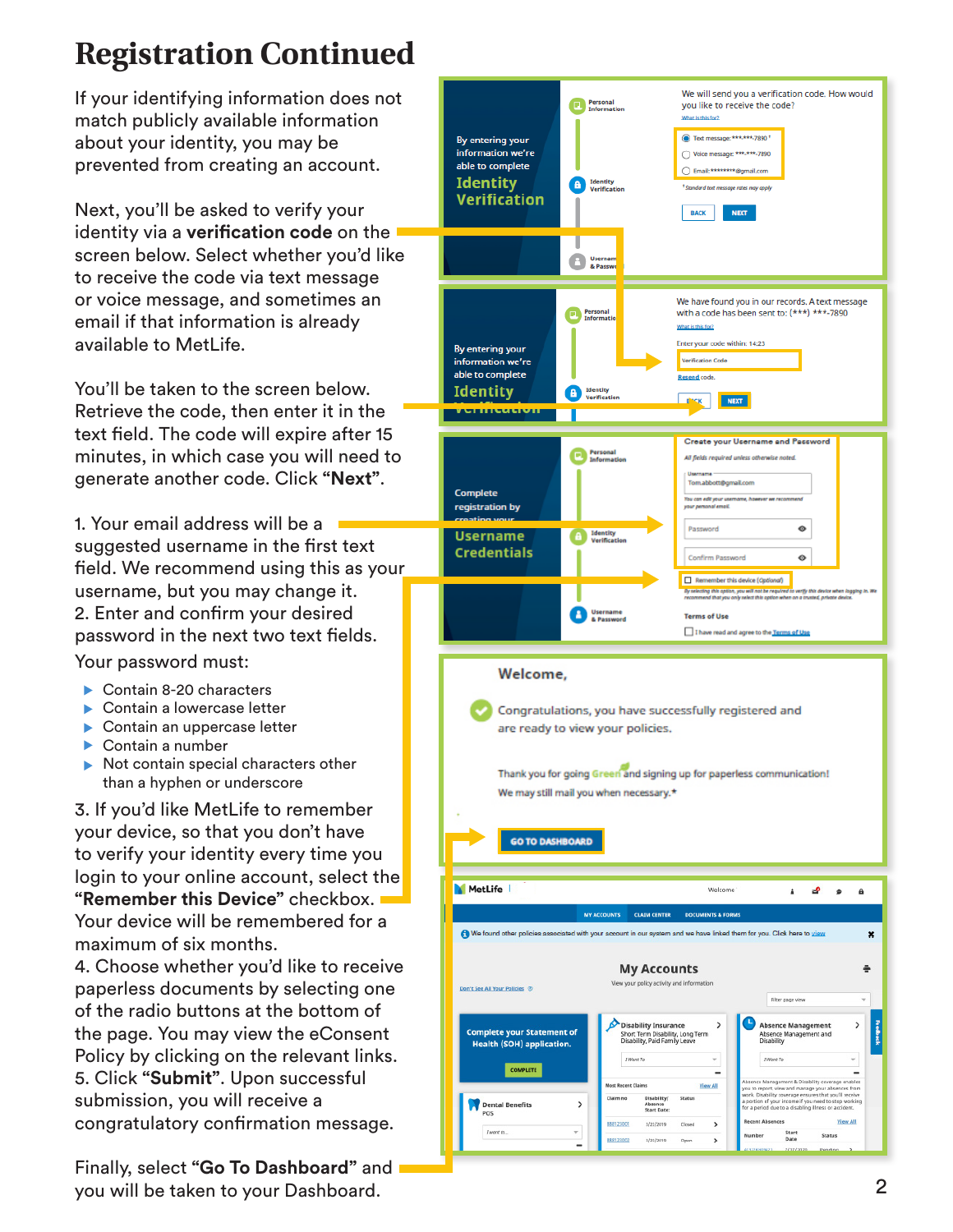# Registration Continued

If your identifying information does not match publicly available information about your identity, you may be prevented from creating an account.

Next, you'll be asked to verify your identity via a **verification code** on the screen below. Select whether you'd like to receive the code via text message or voice message, and sometimes an email if that information is already available to MetLife.

You'll be taken to the screen below. Retrieve the code, then enter it in the text field. The code will expire after 15 minutes, in which case you will need to generate another code. Click **"Next"**.

1. Your email address will be a suggested username in the first text field. We recommend using this as your username, but you may change it.
2. Enter and confirm your desired password in the next two text fields.

Your password must:

- Contain 8-20 characters
- Contain a lowercase letter
- Contain an uppercase letter
- Contain a number
- Not contain special characters other than a hyphen or underscore

3. If you'd like MetLife to remember your device, so that you don't have to verify your identity every time you login to your online account, select the **"Remember this Device"** checkbox. Your device will be remembered for a maximum of six months.
4. Choose whether you'd like to receive paperless documents by selecting one of the radio buttons at the bottom of the page. You may view the eConsent Policy by clicking on the relevant links.
5. Click **"Submit"**. Upon successful submission, you will receive a congratulatory confirmation message.

Finally, select **"Go To Dashboard"** and you will be taken to your Dashboard.